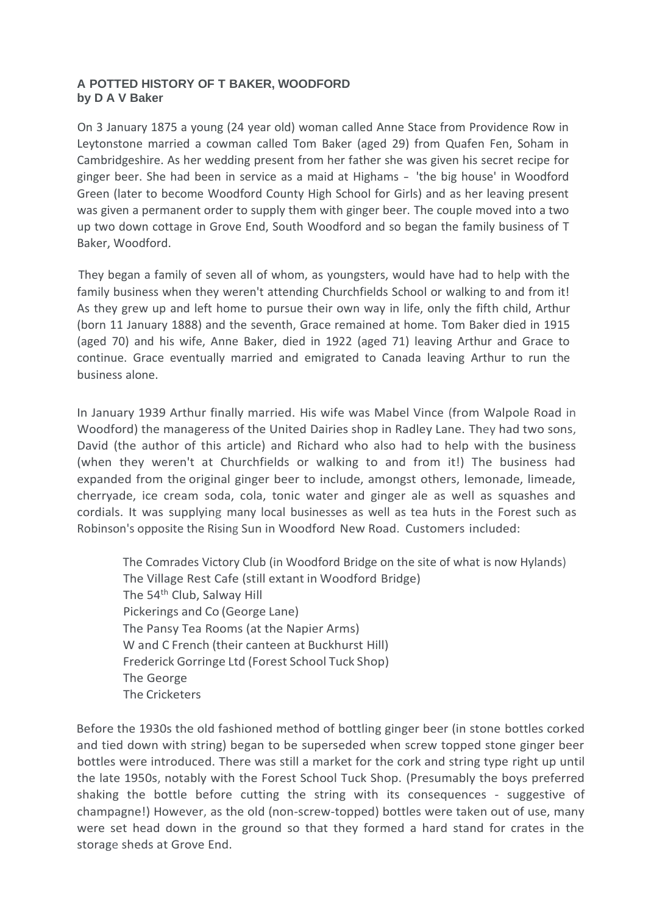# A POTTED HISTORY OF T BAKER, WOODFORD
**by D A V Baker**

On 3 January 1875 a young (24 year old) woman called Anne Stace from Providence Row in Leytonstone married a cowman called Tom Baker (aged 29) from Quafen Fen, Soham in Cambridgeshire. As her wedding present from her father she was given his secret recipe for ginger beer. She had been in service as a maid at Highams – 'the big house' in Woodford Green (later to become Woodford County High School for Girls) and as her leaving present was given a permanent order to supply them with ginger beer. The couple moved into a two up two down cottage in Grove End, South Woodford and so began the family business of T Baker, Woodford.

They began a family of seven all of whom, as youngsters, would have had to help with the family business when they weren't attending Churchfields School or walking to and from it! As they grew up and left home to pursue their own way in life, only the fifth child, Arthur (born 11 January 1888) and the seventh, Grace remained at home. Tom Baker died in 1915 (aged 70) and his wife, Anne Baker, died in 1922 (aged 71) leaving Arthur and Grace to continue. Grace eventually married and emigrated to Canada leaving Arthur to run the business alone.

In January 1939 Arthur finally married. His wife was Mabel Vince (from Walpole Road in Woodford) the manageress of the United Dairies shop in Radley Lane. They had two sons, David (the author of this article) and Richard who also had to help with the business (when they weren't at Churchfields or walking to and from it!) The business had expanded from the original ginger beer to include, amongst others, lemonade, limeade, cherryade, ice cream soda, cola, tonic water and ginger ale as well as squashes and cordials. It was supplying many local businesses as well as tea huts in the Forest such as Robinson's opposite the Rising Sun in Woodford New Road. Customers included:

- The Comrades Victory Club (in Woodford Bridge on the site of what is now Hylands)
- The Village Rest Cafe (still extant in Woodford Bridge)
- The 54th Club, Salway Hill
- Pickerings and Co (George Lane)
- The Pansy Tea Rooms (at the Napier Arms)
- W and C French (their canteen at Buckhurst Hill)
- Frederick Gorringe Ltd (Forest School Tuck Shop)
- The George
- The Cricketers

Before the 1930s the old fashioned method of bottling ginger beer (in stone bottles corked and tied down with string) began to be superseded when screw topped stone ginger beer bottles were introduced. There was still a market for the cork and string type right up until the late 1950s, notably with the Forest School Tuck Shop. (Presumably the boys preferred shaking the bottle before cutting the string with its consequences - suggestive of champagne!) However, as the old (non-screw-topped) bottles were taken out of use, many were set head down in the ground so that they formed a hard stand for crates in the storage sheds at Grove End.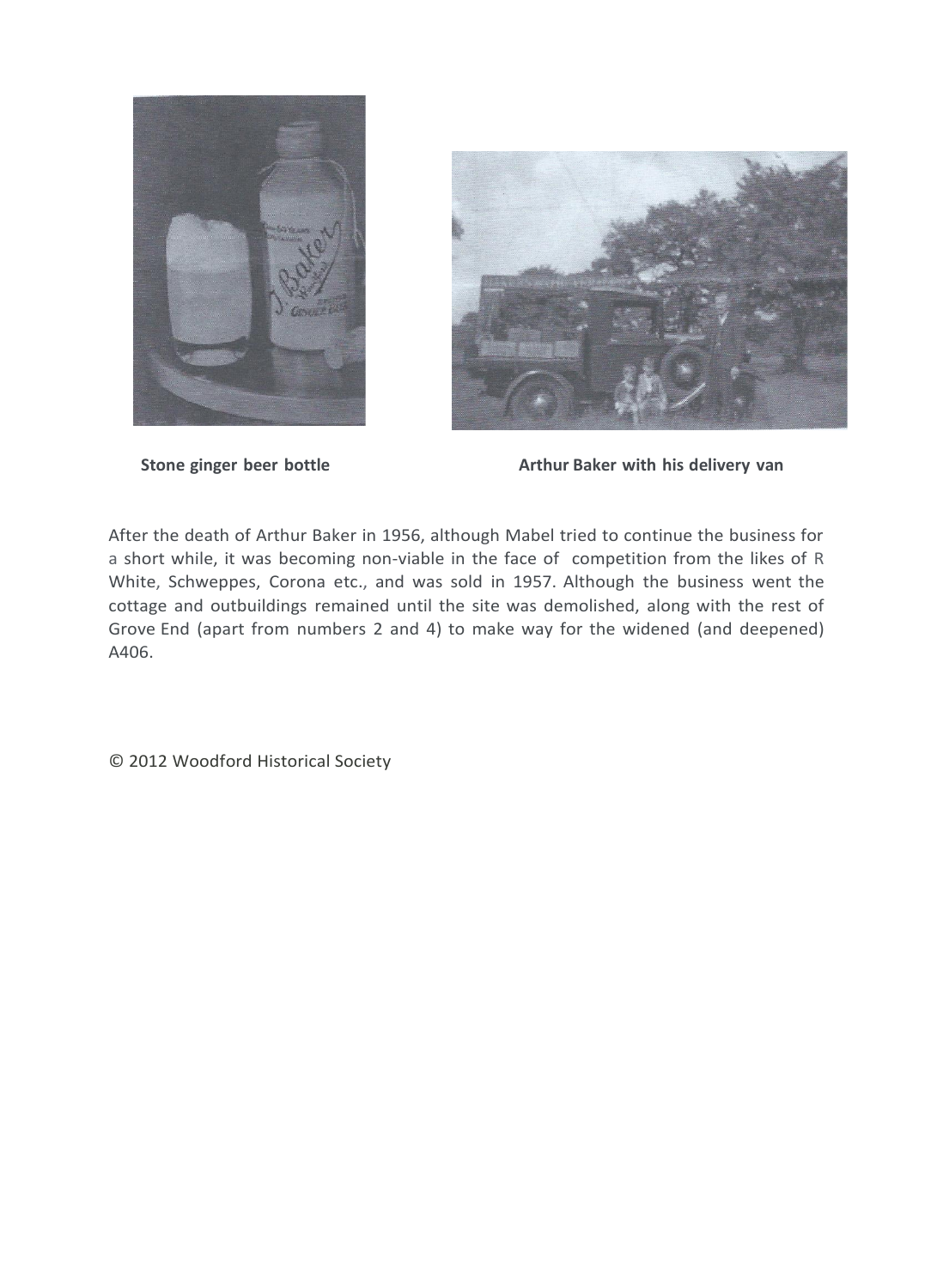**Stone ginger beer bottle**

**Arthur Baker with his delivery van**

After the death of Arthur Baker in 1956, although Mabel tried to continue the business for a short while, it was becoming non-viable in the face of competition from the likes of R White, Schweppes, Corona etc., and was sold in 1957. Although the business went the cottage and outbuildings remained until the site was demolished, along with the rest of Grove End (apart from numbers 2 and 4) to make way for the widened (and deepened) A406.

© 2012 Woodford Historical Society